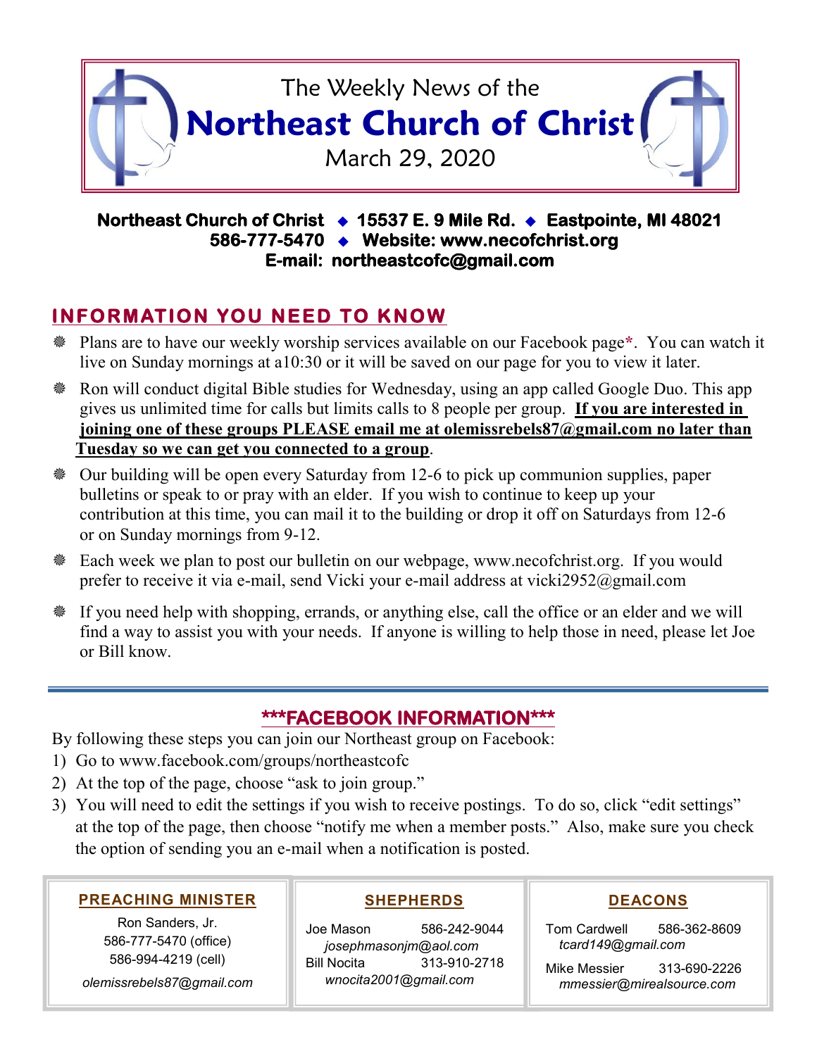# The Weekly News of the
# Northeast Church of Christ
March 29, 2020

**Northeast Church of Christ ◆ 15537 E. 9 Mile Rd. ◆ Eastpointe, MI 48021**
**586-777-5470 ◆ Website: www.necofchrist.org**
**E-mail: northeastcofc@gmail.com**

## INFORMATION YOU NEED TO KNOW

- Plans are to have our weekly worship services available on our Facebook page*. You can watch it live on Sunday mornings at a10:30 or it will be saved on our page for you to view it later.
- Ron will conduct digital Bible studies for Wednesday, using an app called Google Duo. This app gives us unlimited time for calls but limits calls to 8 people per group. **If you are interested in joining one of these groups PLEASE email me at olemissrebels87@gmail.com no later than Tuesday so we can get you connected to a group**.
- Our building will be open every Saturday from 12-6 to pick up communion supplies, paper bulletins or speak to or pray with an elder. If you wish to continue to keep up your contribution at this time, you can mail it to the building or drop it off on Saturdays from 12-6 or on Sunday mornings from 9-12.
- Each week we plan to post our bulletin on our webpage, www.necofchrist.org. If you would prefer to receive it via e-mail, send Vicki your e-mail address at vicki2952@gmail.com
- If you need help with shopping, errands, or anything else, call the office or an elder and we will find a way to assist you with your needs. If anyone is willing to help those in need, please let Joe or Bill know.

---

## ***FACEBOOK INFORMATION***

By following these steps you can join our Northeast group on Facebook:

1) Go to www.facebook.com/groups/northeastcofc
2) At the top of the page, choose "ask to join group."
3) You will need to edit the settings if you wish to receive postings. To do so, click "edit settings" at the top of the page, then choose "notify me when a member posts." Also, make sure you check the option of sending you an e-mail when a notification is posted.

### PREACHING MINISTER

Ron Sanders, Jr.
586-777-5470 (office)
586-994-4219 (cell)
*olemissrebels87@gmail.com*

### SHEPHERDS

Joe Mason 586-242-9044
*josephmasonjm@aol.com*
Bill Nocita 313-910-2718
*wnocita2001@gmail.com*

### DEACONS

Tom Cardwell 586-362-8609
*tcard149@gmail.com*
Mike Messier 313-690-2226
*mmessier@mirealsource.com*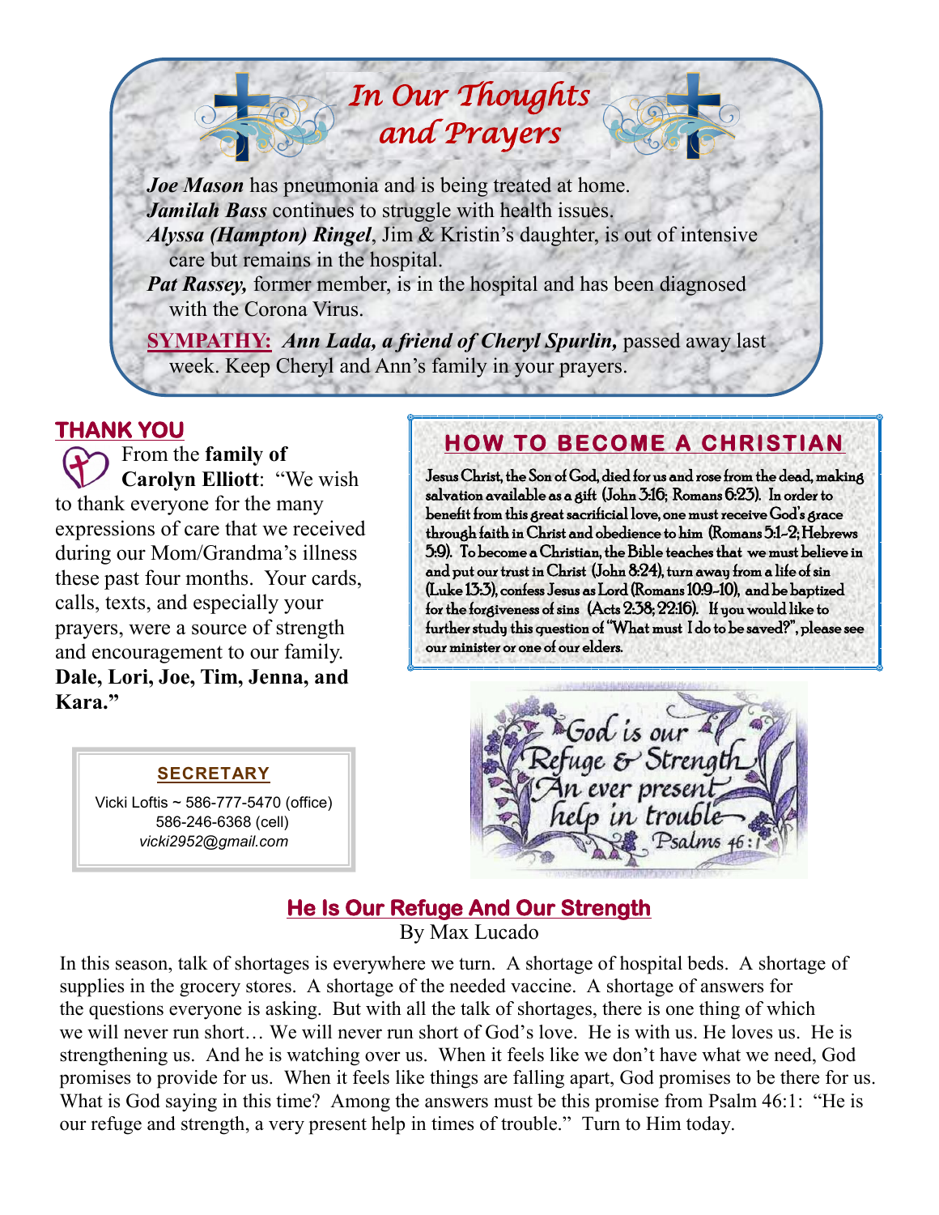## In Our Thoughts and Prayers

***Joe Mason*** has pneumonia and is being treated at home.

***Jamilah Bass*** continues to struggle with health issues.

***Alyssa (Hampton) Ringel***, Jim & Kristin's daughter, is out of intensive care but remains in the hospital.

***Pat Rassey,*** former member, is in the hospital and has been diagnosed with the Corona Virus.

**SYMPATHY:** ***Ann Lada, a friend of Cheryl Spurlin,*** passed away last week. Keep Cheryl and Ann's family in your prayers.

## THANK YOU

From the **family of Carolyn Elliott**: "We wish to thank everyone for the many expressions of care that we received during our Mom/Grandma's illness these past four months. Your cards, calls, texts, and especially your prayers, were a source of strength and encouragement to our family. **Dale, Lori, Joe, Tim, Jenna, and Kara."**

**SECRETARY**

Vicki Loftis ~ 586-777-5470 (office)
586-246-6368 (cell)
*vicki2952@gmail.com*

## HOW TO BECOME A CHRISTIAN

Jesus Christ, the Son of God, died for us and rose from the dead, making salvation available as a gift (John 3:16; Romans 6:23). In order to benefit from this great sacrificial love, one must receive God's grace through faith in Christ and obedience to him (Romans 5:1-2; Hebrews 5:9). To become a Christian, the Bible teaches that we must believe in and put our trust in Christ (John 8:24), turn away from a life of sin (Luke 13:3), confess Jesus as Lord (Romans 10:9-10), and be baptized for the forgiveness of sins (Acts 2:38; 22:16). If you would like to further study this question of "What must I do to be saved?", please see our minister or one of our elders.

God is our Refuge & Strength An ever present help in trouble Psalms 46:1

## He Is Our Refuge And Our Strength

By Max Lucado

In this season, talk of shortages is everywhere we turn. A shortage of hospital beds. A shortage of supplies in the grocery stores. A shortage of the needed vaccine. A shortage of answers for the questions everyone is asking. But with all the talk of shortages, there is one thing of which we will never run short… We will never run short of God's love. He is with us. He loves us. He is strengthening us. And he is watching over us. When it feels like we don't have what we need, God promises to provide for us. When it feels like things are falling apart, God promises to be there for us. What is God saying in this time? Among the answers must be this promise from Psalm 46:1: "He is our refuge and strength, a very present help in times of trouble." Turn to Him today.